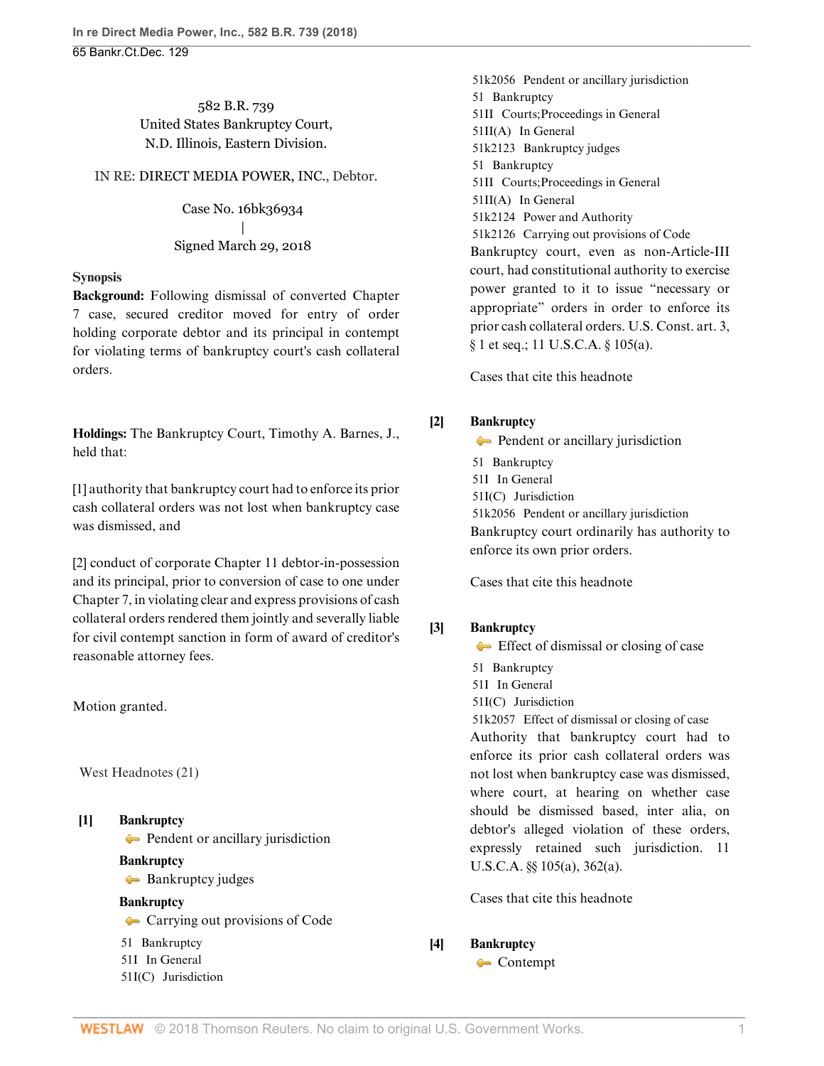582 B.R. 739
United States Bankruptcy Court,
N.D. Illinois, Eastern Division.

IN RE: DIRECT MEDIA POWER, INC., Debtor.

Case No. 16bk36934
|
Signed March 29, 2018

**Synopsis**

**Background:** Following dismissal of converted Chapter 7 case, secured creditor moved for entry of order holding corporate debtor and its principal in contempt for violating terms of bankruptcy court's cash collateral orders.

**Holdings:** The Bankruptcy Court, Timothy A. Barnes, J., held that:

[1] authority that bankruptcy court had to enforce its prior cash collateral orders was not lost when bankruptcy case was dismissed, and

[2] conduct of corporate Chapter 11 debtor-in-possession and its principal, prior to conversion of case to one under Chapter 7, in violating clear and express provisions of cash collateral orders rendered them jointly and severally liable for civil contempt sanction in form of award of creditor's reasonable attorney fees.

Motion granted.

West Headnotes (21)

**[1]** **Bankruptcy**
Pendent or ancillary jurisdiction
**Bankruptcy**
Bankruptcy judges
**Bankruptcy**
Carrying out provisions of Code

51 Bankruptcy
51I In General
51I(C) Jurisdiction
51k2056 Pendent or ancillary jurisdiction
51 Bankruptcy
51II Courts; Proceedings in General
51II(A) In General
51k2123 Bankruptcy judges
51 Bankruptcy
51II Courts; Proceedings in General
51II(A) In General
51k2124 Power and Authority
51k2126 Carrying out provisions of Code

Bankruptcy court, even as non-Article-III court, had constitutional authority to exercise power granted to it to issue "necessary or appropriate" orders in order to enforce its prior cash collateral orders. U.S. Const. art. 3, § 1 et seq.; 11 U.S.C.A. § 105(a).

Cases that cite this headnote

**[2]** **Bankruptcy**
Pendent or ancillary jurisdiction

51 Bankruptcy
51I In General
51I(C) Jurisdiction
51k2056 Pendent or ancillary jurisdiction

Bankruptcy court ordinarily has authority to enforce its own prior orders.

Cases that cite this headnote

**[3]** **Bankruptcy**
Effect of dismissal or closing of case

51 Bankruptcy
51I In General
51I(C) Jurisdiction
51k2057 Effect of dismissal or closing of case

Authority that bankruptcy court had to enforce its prior cash collateral orders was not lost when bankruptcy case was dismissed, where court, at hearing on whether case should be dismissed based, inter alia, on debtor's alleged violation of these orders, expressly retained such jurisdiction. 11 U.S.C.A. §§ 105(a), 362(a).

Cases that cite this headnote

**[4]** **Bankruptcy**
Contempt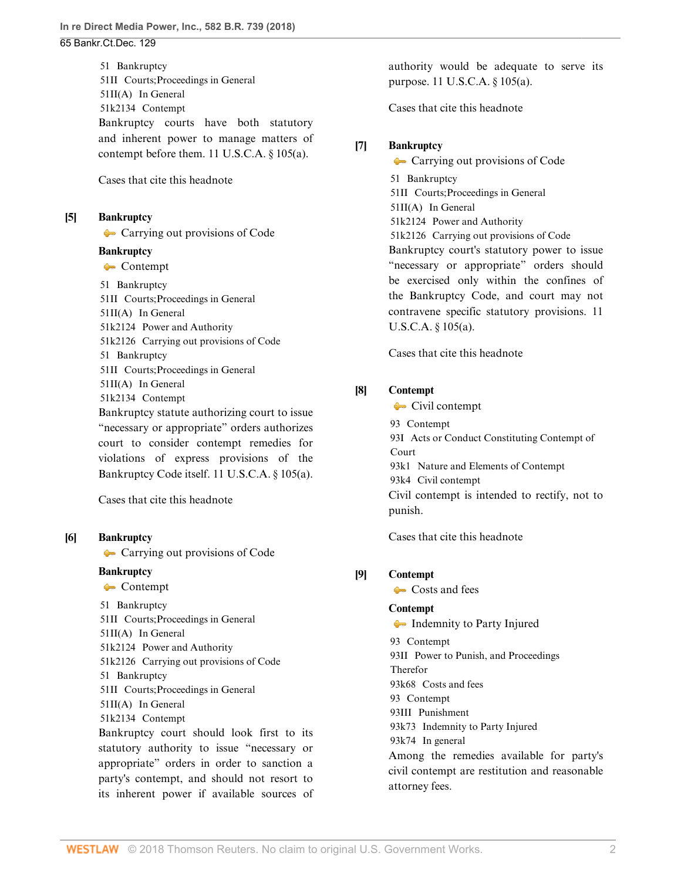51 Bankruptcy
51II Courts;Proceedings in General
51II(A) In General
51k2134 Contempt

Bankruptcy courts have both statutory and inherent power to manage matters of contempt before them. 11 U.S.C.A. § 105(a).

Cases that cite this headnote

**[5]** **Bankruptcy**
Carrying out provisions of Code
**Bankruptcy**
Contempt

51 Bankruptcy
51II Courts;Proceedings in General
51II(A) In General
51k2124 Power and Authority
51k2126 Carrying out provisions of Code
51 Bankruptcy
51II Courts;Proceedings in General
51II(A) In General
51k2134 Contempt

Bankruptcy statute authorizing court to issue "necessary or appropriate" orders authorizes court to consider contempt remedies for violations of express provisions of the Bankruptcy Code itself. 11 U.S.C.A. § 105(a).

Cases that cite this headnote

**[6]** **Bankruptcy**
Carrying out provisions of Code
**Bankruptcy**
Contempt

51 Bankruptcy
51II Courts;Proceedings in General
51II(A) In General
51k2124 Power and Authority
51k2126 Carrying out provisions of Code
51 Bankruptcy
51II Courts;Proceedings in General
51II(A) In General
51k2134 Contempt

Bankruptcy court should look first to its statutory authority to issue "necessary or appropriate" orders in order to sanction a party's contempt, and should not resort to its inherent power if available sources of authority would be adequate to serve its purpose. 11 U.S.C.A. § 105(a).

Cases that cite this headnote

**[7]** **Bankruptcy**
Carrying out provisions of Code

51 Bankruptcy
51II Courts;Proceedings in General
51II(A) In General
51k2124 Power and Authority
51k2126 Carrying out provisions of Code

Bankruptcy court's statutory power to issue "necessary or appropriate" orders should be exercised only within the confines of the Bankruptcy Code, and court may not contravene specific statutory provisions. 11 U.S.C.A. § 105(a).

Cases that cite this headnote

**[8]** **Contempt**
Civil contempt

93 Contempt
93I Acts or Conduct Constituting Contempt of Court
93k1 Nature and Elements of Contempt
93k4 Civil contempt

Civil contempt is intended to rectify, not to punish.

Cases that cite this headnote

**[9]** **Contempt**
Costs and fees
**Contempt**
Indemnity to Party Injured

93 Contempt
93II Power to Punish, and Proceedings Therefor
93k68 Costs and fees
93 Contempt
93III Punishment
93k73 Indemnity to Party Injured
93k74 In general

Among the remedies available for party's civil contempt are restitution and reasonable attorney fees.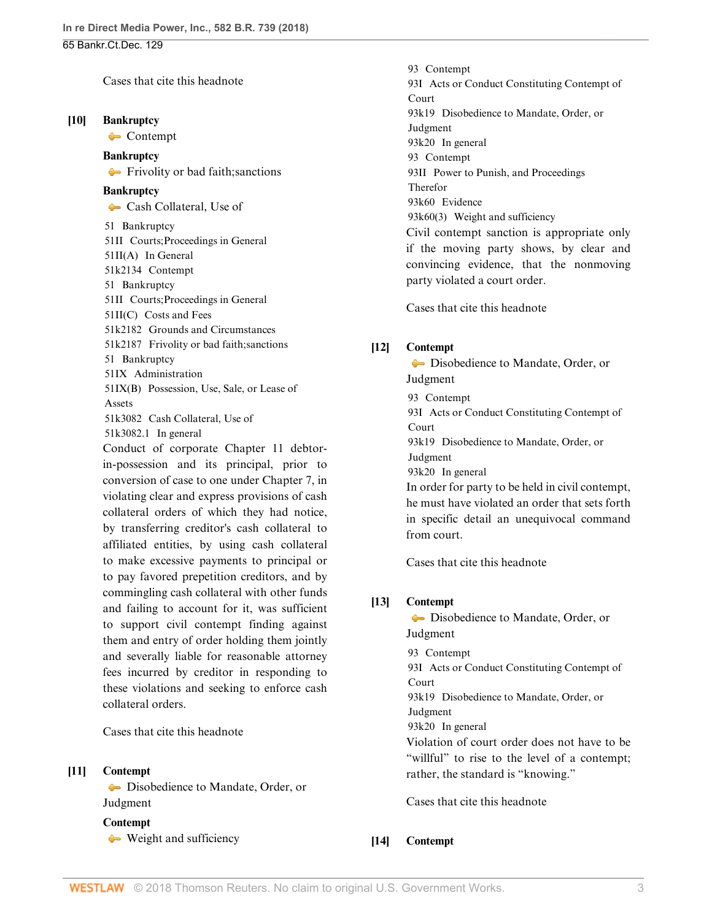Cases that cite this headnote

**[10]** **Bankruptcy**
Contempt

**Bankruptcy**
Frivolity or bad faith;sanctions

**Bankruptcy**
Cash Collateral, Use of

51 Bankruptcy
51II Courts;Proceedings in General
51II(A) In General
51k2134 Contempt
51 Bankruptcy
51II Courts;Proceedings in General
51II(C) Costs and Fees
51k2182 Grounds and Circumstances
51k2187 Frivolity or bad faith;sanctions
51 Bankruptcy
51IX Administration
51IX(B) Possession, Use, Sale, or Lease of Assets
51k3082 Cash Collateral, Use of
51k3082.1 In general

Conduct of corporate Chapter 11 debtor-in-possession and its principal, prior to conversion of case to one under Chapter 7, in violating clear and express provisions of cash collateral orders of which they had notice, by transferring creditor's cash collateral to affiliated entities, by using cash collateral to make excessive payments to principal or to pay favored prepetition creditors, and by commingling cash collateral with other funds and failing to account for it, was sufficient to support civil contempt finding against them and entry of order holding them jointly and severally liable for reasonable attorney fees incurred by creditor in responding to these violations and seeking to enforce cash collateral orders.

Cases that cite this headnote

**[11]** **Contempt**
Disobedience to Mandate, Order, or Judgment

**Contempt**
Weight and sufficiency

93 Contempt
93I Acts or Conduct Constituting Contempt of Court
93k19 Disobedience to Mandate, Order, or Judgment
93k20 In general
93 Contempt
93II Power to Punish, and Proceedings Therefor
93k60 Evidence
93k60(3) Weight and sufficiency

Civil contempt sanction is appropriate only if the moving party shows, by clear and convincing evidence, that the nonmoving party violated a court order.

Cases that cite this headnote

**[12]** **Contempt**
Disobedience to Mandate, Order, or Judgment

93 Contempt
93I Acts or Conduct Constituting Contempt of Court
93k19 Disobedience to Mandate, Order, or Judgment
93k20 In general

In order for party to be held in civil contempt, he must have violated an order that sets forth in specific detail an unequivocal command from court.

Cases that cite this headnote

**[13]** **Contempt**
Disobedience to Mandate, Order, or Judgment

93 Contempt
93I Acts or Conduct Constituting Contempt of Court
93k19 Disobedience to Mandate, Order, or Judgment
93k20 In general

Violation of court order does not have to be "willful" to rise to the level of a contempt; rather, the standard is "knowing."

Cases that cite this headnote

**[14]** **Contempt**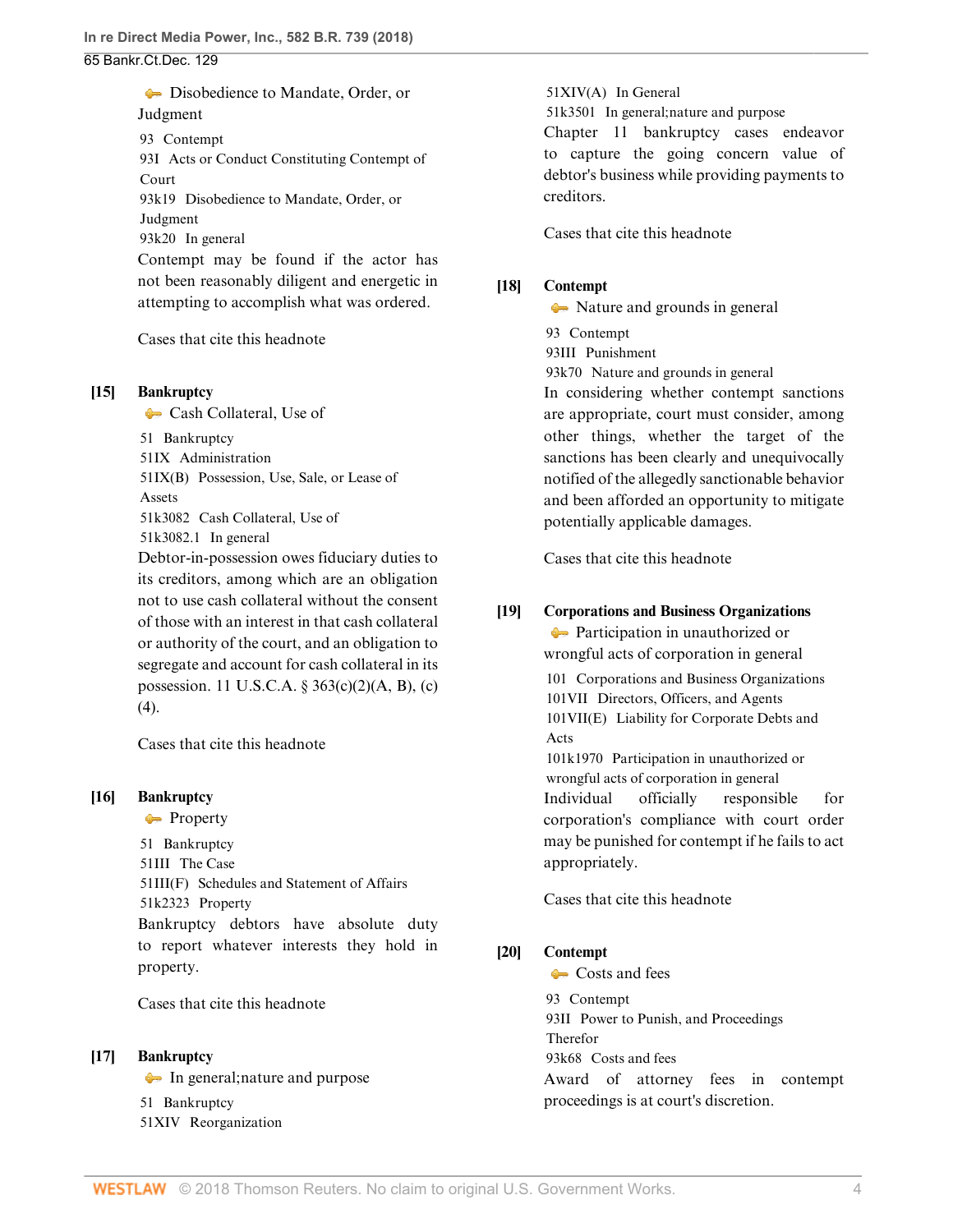Disobedience to Mandate, Order, or Judgment

93 Contempt
93I Acts or Conduct Constituting Contempt of Court
93k19 Disobedience to Mandate, Order, or Judgment
93k20 In general

Contempt may be found if the actor has not been reasonably diligent and energetic in attempting to accomplish what was ordered.

Cases that cite this headnote

**[15]** **Bankruptcy**
Cash Collateral, Use of

51 Bankruptcy
51IX Administration
51IX(B) Possession, Use, Sale, or Lease of Assets
51k3082 Cash Collateral, Use of
51k3082.1 In general

Debtor-in-possession owes fiduciary duties to its creditors, among which are an obligation not to use cash collateral without the consent of those with an interest in that cash collateral or authority of the court, and an obligation to segregate and account for cash collateral in its possession. 11 U.S.C.A. § 363(c)(2)(A, B), (c)(4).

Cases that cite this headnote

**[16]** **Bankruptcy**
Property

51 Bankruptcy
51III The Case
51III(F) Schedules and Statement of Affairs
51k2323 Property

Bankruptcy debtors have absolute duty to report whatever interests they hold in property.

Cases that cite this headnote

**[17]** **Bankruptcy**
In general;nature and purpose

51 Bankruptcy
51XIV Reorganization
51XIV(A) In General
51k3501 In general;nature and purpose

Chapter 11 bankruptcy cases endeavor to capture the going concern value of debtor's business while providing payments to creditors.

Cases that cite this headnote

**[18]** **Contempt**
Nature and grounds in general

93 Contempt
93III Punishment
93k70 Nature and grounds in general

In considering whether contempt sanctions are appropriate, court must consider, among other things, whether the target of the sanctions has been clearly and unequivocally notified of the allegedly sanctionable behavior and been afforded an opportunity to mitigate potentially applicable damages.

Cases that cite this headnote

**[19]** **Corporations and Business Organizations**
Participation in unauthorized or wrongful acts of corporation in general

101 Corporations and Business Organizations
101VII Directors, Officers, and Agents
101VII(E) Liability for Corporate Debts and Acts
101k1970 Participation in unauthorized or wrongful acts of corporation in general

Individual officially responsible for corporation's compliance with court order may be punished for contempt if he fails to act appropriately.

Cases that cite this headnote

**[20]** **Contempt**
Costs and fees

93 Contempt
93II Power to Punish, and Proceedings Therefor
93k68 Costs and fees

Award of attorney fees in contempt proceedings is at court's discretion.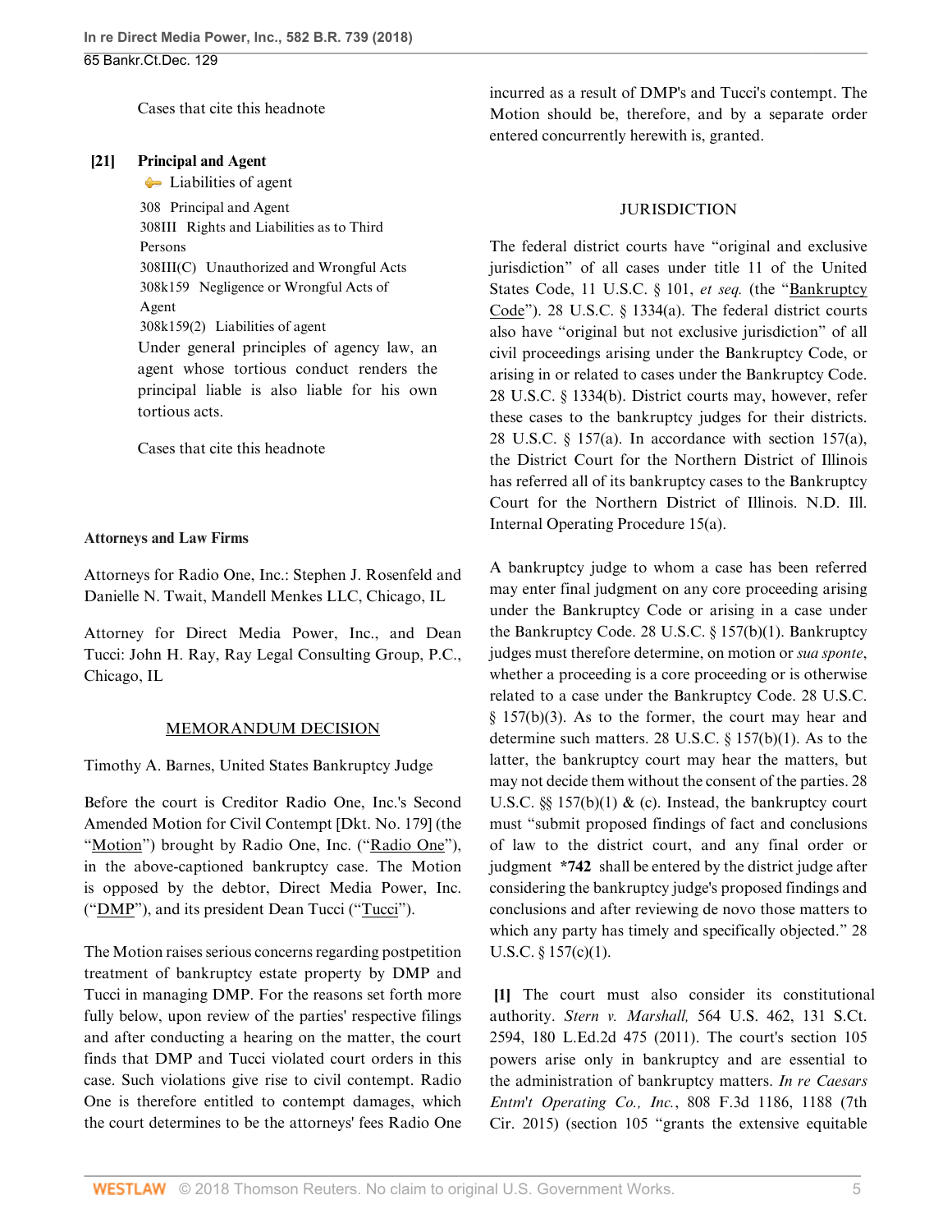Cases that cite this headnote

**[21]** **Principal and Agent**
Liabilities of agent

308 Principal and Agent
308III Rights and Liabilities as to Third Persons
308III(C) Unauthorized and Wrongful Acts
308k159 Negligence or Wrongful Acts of Agent
308k159(2) Liabilities of agent

Under general principles of agency law, an agent whose tortious conduct renders the principal liable is also liable for his own tortious acts.

Cases that cite this headnote

**Attorneys and Law Firms**

Attorneys for Radio One, Inc.: Stephen J. Rosenfeld and Danielle N. Twait, Mandell Menkes LLC, Chicago, IL

Attorney for Direct Media Power, Inc., and Dean Tucci: John H. Ray, Ray Legal Consulting Group, P.C., Chicago, IL

## MEMORANDUM DECISION

Timothy A. Barnes, United States Bankruptcy Judge

Before the court is Creditor Radio One, Inc.'s Second Amended Motion for Civil Contempt [Dkt. No. 179] (the "Motion") brought by Radio One, Inc. ("Radio One"), in the above-captioned bankruptcy case. The Motion is opposed by the debtor, Direct Media Power, Inc. ("DMP"), and its president Dean Tucci ("Tucci").

The Motion raises serious concerns regarding postpetition treatment of bankruptcy estate property by DMP and Tucci in managing DMP. For the reasons set forth more fully below, upon review of the parties' respective filings and after conducting a hearing on the matter, the court finds that DMP and Tucci violated court orders in this case. Such violations give rise to civil contempt. Radio One is therefore entitled to contempt damages, which the court determines to be the attorneys' fees Radio One incurred as a result of DMP's and Tucci's contempt. The Motion should be, therefore, and by a separate order entered concurrently herewith is, granted.

## JURISDICTION

The federal district courts have "original and exclusive jurisdiction" of all cases under title 11 of the United States Code, 11 U.S.C. § 101, *et seq.* (the "Bankruptcy Code"). 28 U.S.C. § 1334(a). The federal district courts also have "original but not exclusive jurisdiction" of all civil proceedings arising under the Bankruptcy Code, or arising in or related to cases under the Bankruptcy Code. 28 U.S.C. § 1334(b). District courts may, however, refer these cases to the bankruptcy judges for their districts. 28 U.S.C. § 157(a). In accordance with section 157(a), the District Court for the Northern District of Illinois has referred all of its bankruptcy cases to the Bankruptcy Court for the Northern District of Illinois. N.D. Ill. Internal Operating Procedure 15(a).

A bankruptcy judge to whom a case has been referred may enter final judgment on any core proceeding arising under the Bankruptcy Code or arising in a case under the Bankruptcy Code. 28 U.S.C. § 157(b)(1). Bankruptcy judges must therefore determine, on motion or *sua sponte*, whether a proceeding is a core proceeding or is otherwise related to a case under the Bankruptcy Code. 28 U.S.C. § 157(b)(3). As to the former, the court may hear and determine such matters. 28 U.S.C. § 157(b)(1). As to the latter, the bankruptcy court may hear the matters, but may not decide them without the consent of the parties. 28 U.S.C. §§ 157(b)(1) & (c). Instead, the bankruptcy court must "submit proposed findings of fact and conclusions of law to the district court, and any final order or judgment **\*742** shall be entered by the district judge after considering the bankruptcy judge's proposed findings and conclusions and after reviewing de novo those matters to which any party has timely and specifically objected." 28 U.S.C. § 157(c)(1).

**[1]** The court must also consider its constitutional authority. *Stern v. Marshall,* 564 U.S. 462, 131 S.Ct. 2594, 180 L.Ed.2d 475 (2011). The court's section 105 powers arise only in bankruptcy and are essential to the administration of bankruptcy matters. *In re Caesars Entm't Operating Co., Inc.*, 808 F.3d 1186, 1188 (7th Cir. 2015) (section 105 "grants the extensive equitable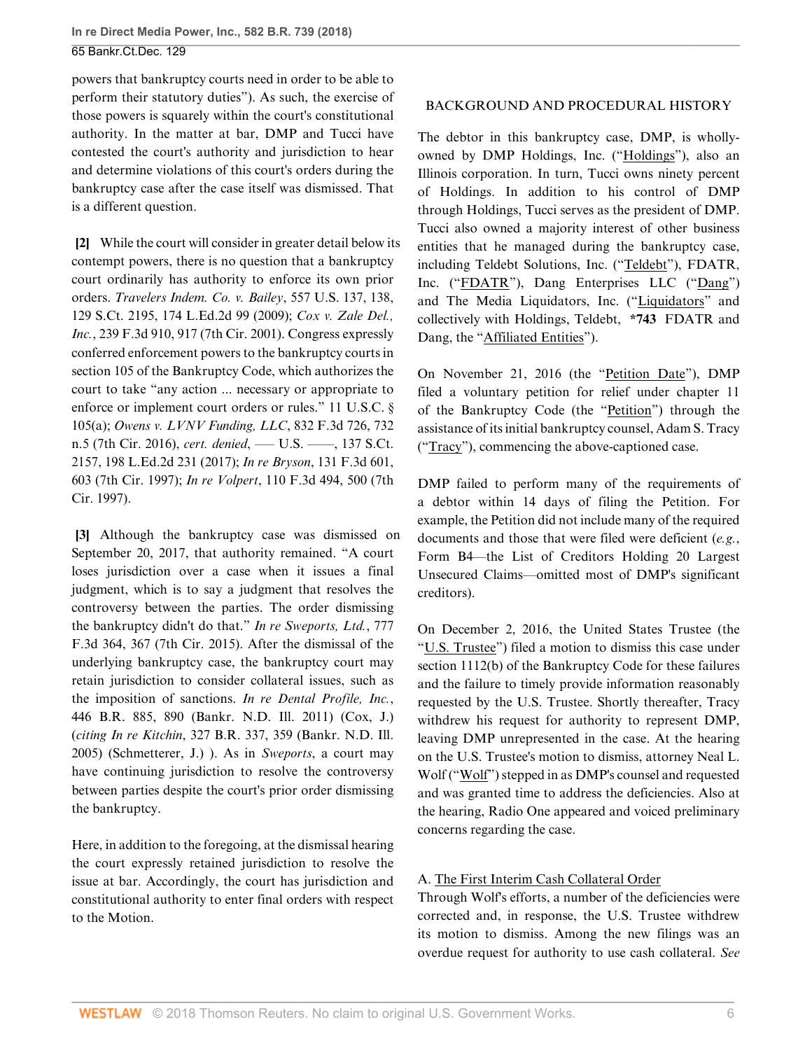powers that bankruptcy courts need in order to be able to perform their statutory duties"). As such, the exercise of those powers is squarely within the court's constitutional authority. In the matter at bar, DMP and Tucci have contested the court's authority and jurisdiction to hear and determine violations of this court's orders during the bankruptcy case after the case itself was dismissed. That is a different question.

**[2]** While the court will consider in greater detail below its contempt powers, there is no question that a bankruptcy court ordinarily has authority to enforce its own prior orders. *Travelers Indem. Co. v. Bailey*, 557 U.S. 137, 138, 129 S.Ct. 2195, 174 L.Ed.2d 99 (2009); *Cox v. Zale Del., Inc.*, 239 F.3d 910, 917 (7th Cir. 2001). Congress expressly conferred enforcement powers to the bankruptcy courts in section 105 of the Bankruptcy Code, which authorizes the court to take "any action ... necessary or appropriate to enforce or implement court orders or rules." 11 U.S.C. § 105(a); *Owens v. LVNV Funding, LLC*, 832 F.3d 726, 732 n.5 (7th Cir. 2016), *cert. denied*, ––– U.S. ––––, 137 S.Ct. 2157, 198 L.Ed.2d 231 (2017); *In re Bryson*, 131 F.3d 601, 603 (7th Cir. 1997); *In re Volpert*, 110 F.3d 494, 500 (7th Cir. 1997).

**[3]** Although the bankruptcy case was dismissed on September 20, 2017, that authority remained. "A court loses jurisdiction over a case when it issues a final judgment, which is to say a judgment that resolves the controversy between the parties. The order dismissing the bankruptcy didn't do that." *In re Sweports, Ltd.*, 777 F.3d 364, 367 (7th Cir. 2015). After the dismissal of the underlying bankruptcy case, the bankruptcy court may retain jurisdiction to consider collateral issues, such as the imposition of sanctions. *In re Dental Profile, Inc.*, 446 B.R. 885, 890 (Bankr. N.D. Ill. 2011) (Cox, J.) (*citing In re Kitchin*, 327 B.R. 337, 359 (Bankr. N.D. Ill. 2005) (Schmetterer, J.) ). As in *Sweports*, a court may have continuing jurisdiction to resolve the controversy between parties despite the court's prior order dismissing the bankruptcy.

Here, in addition to the foregoing, at the dismissal hearing the court expressly retained jurisdiction to resolve the issue at bar. Accordingly, the court has jurisdiction and constitutional authority to enter final orders with respect to the Motion.

## BACKGROUND AND PROCEDURAL HISTORY

The debtor in this bankruptcy case, DMP, is wholly-owned by DMP Holdings, Inc. ("Holdings"), also an Illinois corporation. In turn, Tucci owns ninety percent of Holdings. In addition to his control of DMP through Holdings, Tucci serves as the president of DMP. Tucci also owned a majority interest of other business entities that he managed during the bankruptcy case, including Teldebt Solutions, Inc. ("Teldebt"), FDATR, Inc. ("FDATR"), Dang Enterprises LLC ("Dang") and The Media Liquidators, Inc. ("Liquidators" and collectively with Holdings, Teldebt, **\*743** FDATR and Dang, the "Affiliated Entities").

On November 21, 2016 (the "Petition Date"), DMP filed a voluntary petition for relief under chapter 11 of the Bankruptcy Code (the "Petition") through the assistance of its initial bankruptcy counsel, Adam S. Tracy ("Tracy"), commencing the above-captioned case.

DMP failed to perform many of the requirements of a debtor within 14 days of filing the Petition. For example, the Petition did not include many of the required documents and those that were filed were deficient (*e.g.*, Form B4—the List of Creditors Holding 20 Largest Unsecured Claims—omitted most of DMP's significant creditors).

On December 2, 2016, the United States Trustee (the "U.S. Trustee") filed a motion to dismiss this case under section 1112(b) of the Bankruptcy Code for these failures and the failure to timely provide information reasonably requested by the U.S. Trustee. Shortly thereafter, Tracy withdrew his request for authority to represent DMP, leaving DMP unrepresented in the case. At the hearing on the U.S. Trustee's motion to dismiss, attorney Neal L. Wolf ("Wolf") stepped in as DMP's counsel and requested and was granted time to address the deficiencies. Also at the hearing, Radio One appeared and voiced preliminary concerns regarding the case.

### A. The First Interim Cash Collateral Order

Through Wolf's efforts, a number of the deficiencies were corrected and, in response, the U.S. Trustee withdrew its motion to dismiss. Among the new filings was an overdue request for authority to use cash collateral. *See*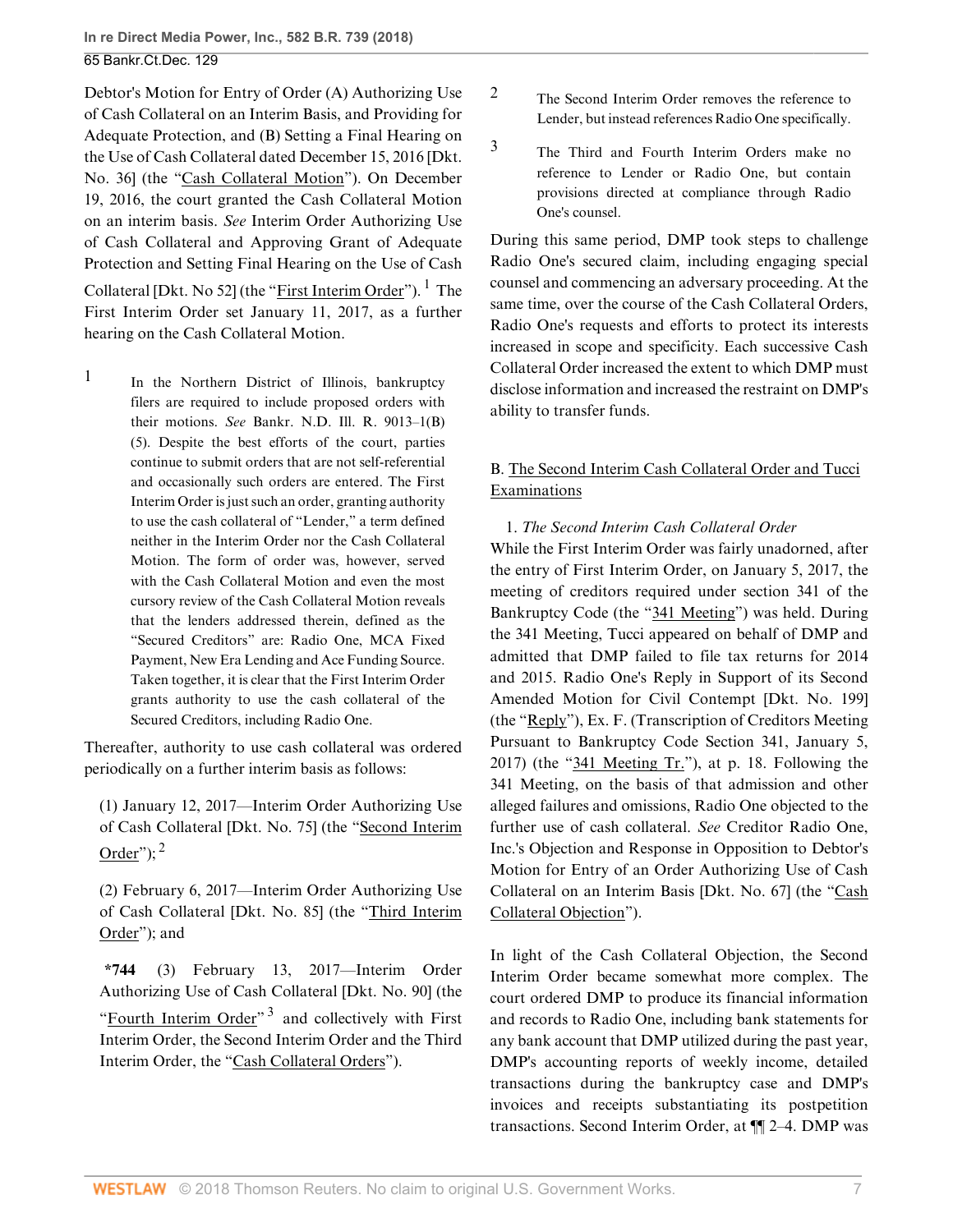Debtor's Motion for Entry of Order (A) Authorizing Use of Cash Collateral on an Interim Basis, and Providing for Adequate Protection, and (B) Setting a Final Hearing on the Use of Cash Collateral dated December 15, 2016 [Dkt. No. 36] (the "Cash Collateral Motion"). On December 19, 2016, the court granted the Cash Collateral Motion on an interim basis. *See* Interim Order Authorizing Use of Cash Collateral and Approving Grant of Adequate Protection and Setting Final Hearing on the Use of Cash Collateral [Dkt. No 52] (the "First Interim Order").[1] The First Interim Order set January 11, 2017, as a further hearing on the Cash Collateral Motion.

1 In the Northern District of Illinois, bankruptcy filers are required to include proposed orders with their motions. *See* Bankr. N.D. Ill. R. 9013–1(B)(5). Despite the best efforts of the court, parties continue to submit orders that are not self-referential and occasionally such orders are entered. The First Interim Order is just such an order, granting authority to use the cash collateral of "Lender," a term defined neither in the Interim Order nor the Cash Collateral Motion. The form of order was, however, served with the Cash Collateral Motion and even the most cursory review of the Cash Collateral Motion reveals that the lenders addressed therein, defined as the "Secured Creditors" are: Radio One, MCA Fixed Payment, New Era Lending and Ace Funding Source. Taken together, it is clear that the First Interim Order grants authority to use the cash collateral of the Secured Creditors, including Radio One.

Thereafter, authority to use cash collateral was ordered periodically on a further interim basis as follows:

(1) January 12, 2017—Interim Order Authorizing Use of Cash Collateral [Dkt. No. 75] (the "Second Interim Order");[2]

(2) February 6, 2017—Interim Order Authorizing Use of Cash Collateral [Dkt. No. 85] (the "Third Interim Order"); and

**\*744** (3) February 13, 2017—Interim Order Authorizing Use of Cash Collateral [Dkt. No. 90] (the "Fourth Interim Order"[3] and collectively with First Interim Order, the Second Interim Order and the Third Interim Order, the "Cash Collateral Orders").

2 The Second Interim Order removes the reference to Lender, but instead references Radio One specifically.

3 The Third and Fourth Interim Orders make no reference to Lender or Radio One, but contain provisions directed at compliance through Radio One's counsel.

During this same period, DMP took steps to challenge Radio One's secured claim, including engaging special counsel and commencing an adversary proceeding. At the same time, over the course of the Cash Collateral Orders, Radio One's requests and efforts to protect its interests increased in scope and specificity. Each successive Cash Collateral Order increased the extent to which DMP must disclose information and increased the restraint on DMP's ability to transfer funds.

## B. The Second Interim Cash Collateral Order and Tucci Examinations

### 1. *The Second Interim Cash Collateral Order*

While the First Interim Order was fairly unadorned, after the entry of First Interim Order, on January 5, 2017, the meeting of creditors required under section 341 of the Bankruptcy Code (the "341 Meeting") was held. During the 341 Meeting, Tucci appeared on behalf of DMP and admitted that DMP failed to file tax returns for 2014 and 2015. Radio One's Reply in Support of its Second Amended Motion for Civil Contempt [Dkt. No. 199] (the "Reply"), Ex. F. (Transcription of Creditors Meeting Pursuant to Bankruptcy Code Section 341, January 5, 2017) (the "341 Meeting Tr."), at p. 18. Following the 341 Meeting, on the basis of that admission and other alleged failures and omissions, Radio One objected to the further use of cash collateral. *See* Creditor Radio One, Inc.'s Objection and Response in Opposition to Debtor's Motion for Entry of an Order Authorizing Use of Cash Collateral on an Interim Basis [Dkt. No. 67] (the "Cash Collateral Objection").

In light of the Cash Collateral Objection, the Second Interim Order became somewhat more complex. The court ordered DMP to produce its financial information and records to Radio One, including bank statements for any bank account that DMP utilized during the past year, DMP's accounting reports of weekly income, detailed transactions during the bankruptcy case and DMP's invoices and receipts substantiating its postpetition transactions. Second Interim Order, at ¶¶ 2–4. DMP was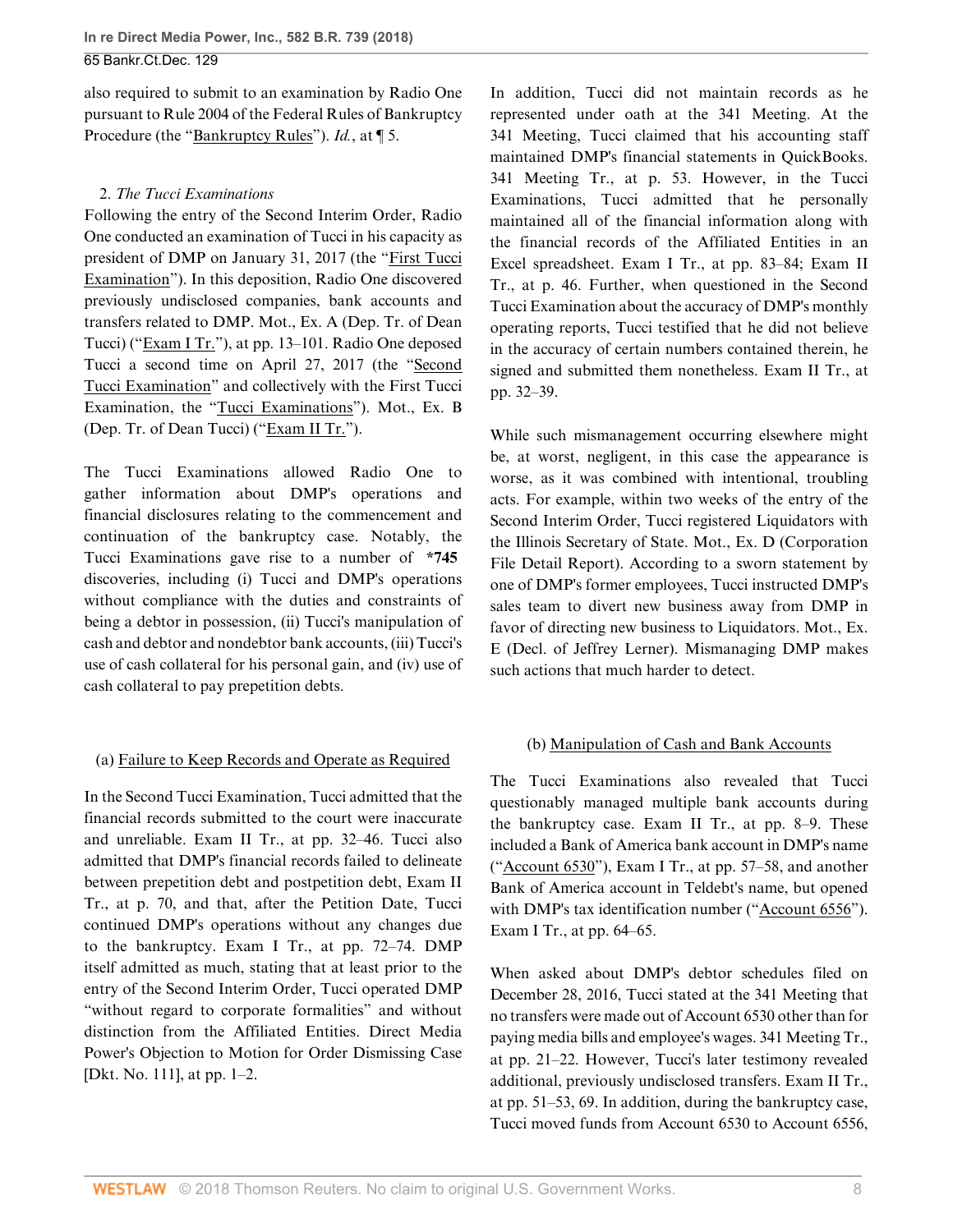also required to submit to an examination by Radio One pursuant to Rule 2004 of the Federal Rules of Bankruptcy Procedure (the "Bankruptcy Rules"). *Id.*, at ¶ 5.

2. *The Tucci Examinations*

Following the entry of the Second Interim Order, Radio One conducted an examination of Tucci in his capacity as president of DMP on January 31, 2017 (the "First Tucci Examination"). In this deposition, Radio One discovered previously undisclosed companies, bank accounts and transfers related to DMP. Mot., Ex. A (Dep. Tr. of Dean Tucci) ("Exam I Tr."), at pp. 13–101. Radio One deposed Tucci a second time on April 27, 2017 (the "Second Tucci Examination" and collectively with the First Tucci Examination, the "Tucci Examinations"). Mot., Ex. B (Dep. Tr. of Dean Tucci) ("Exam II Tr.").

The Tucci Examinations allowed Radio One to gather information about DMP's operations and financial disclosures relating to the commencement and continuation of the bankruptcy case. Notably, the Tucci Examinations gave rise to a number of **\*745** discoveries, including (i) Tucci and DMP's operations without compliance with the duties and constraints of being a debtor in possession, (ii) Tucci's manipulation of cash and debtor and nondebtor bank accounts, (iii) Tucci's use of cash collateral for his personal gain, and (iv) use of cash collateral to pay prepetition debts.

(a) Failure to Keep Records and Operate as Required

In the Second Tucci Examination, Tucci admitted that the financial records submitted to the court were inaccurate and unreliable. Exam II Tr., at pp. 32–46. Tucci also admitted that DMP's financial records failed to delineate between prepetition debt and postpetition debt, Exam II Tr., at p. 70, and that, after the Petition Date, Tucci continued DMP's operations without any changes due to the bankruptcy. Exam I Tr., at pp. 72–74. DMP itself admitted as much, stating that at least prior to the entry of the Second Interim Order, Tucci operated DMP "without regard to corporate formalities" and without distinction from the Affiliated Entities. Direct Media Power's Objection to Motion for Order Dismissing Case [Dkt. No. 111], at pp. 1–2.

In addition, Tucci did not maintain records as he represented under oath at the 341 Meeting. At the 341 Meeting, Tucci claimed that his accounting staff maintained DMP's financial statements in QuickBooks. 341 Meeting Tr., at p. 53. However, in the Tucci Examinations, Tucci admitted that he personally maintained all of the financial information along with the financial records of the Affiliated Entities in an Excel spreadsheet. Exam I Tr., at pp. 83–84; Exam II Tr., at p. 46. Further, when questioned in the Second Tucci Examination about the accuracy of DMP's monthly operating reports, Tucci testified that he did not believe in the accuracy of certain numbers contained therein, he signed and submitted them nonetheless. Exam II Tr., at pp. 32–39.

While such mismanagement occurring elsewhere might be, at worst, negligent, in this case the appearance is worse, as it was combined with intentional, troubling acts. For example, within two weeks of the entry of the Second Interim Order, Tucci registered Liquidators with the Illinois Secretary of State. Mot., Ex. D (Corporation File Detail Report). According to a sworn statement by one of DMP's former employees, Tucci instructed DMP's sales team to divert new business away from DMP in favor of directing new business to Liquidators. Mot., Ex. E (Decl. of Jeffrey Lerner). Mismanaging DMP makes such actions that much harder to detect.

(b) Manipulation of Cash and Bank Accounts

The Tucci Examinations also revealed that Tucci questionably managed multiple bank accounts during the bankruptcy case. Exam II Tr., at pp. 8–9. These included a Bank of America bank account in DMP's name ("Account 6530"), Exam I Tr., at pp. 57–58, and another Bank of America account in Teldebt's name, but opened with DMP's tax identification number ("Account 6556"). Exam I Tr., at pp. 64–65.

When asked about DMP's debtor schedules filed on December 28, 2016, Tucci stated at the 341 Meeting that no transfers were made out of Account 6530 other than for paying media bills and employee's wages. 341 Meeting Tr., at pp. 21–22. However, Tucci's later testimony revealed additional, previously undisclosed transfers. Exam II Tr., at pp. 51–53, 69. In addition, during the bankruptcy case, Tucci moved funds from Account 6530 to Account 6556,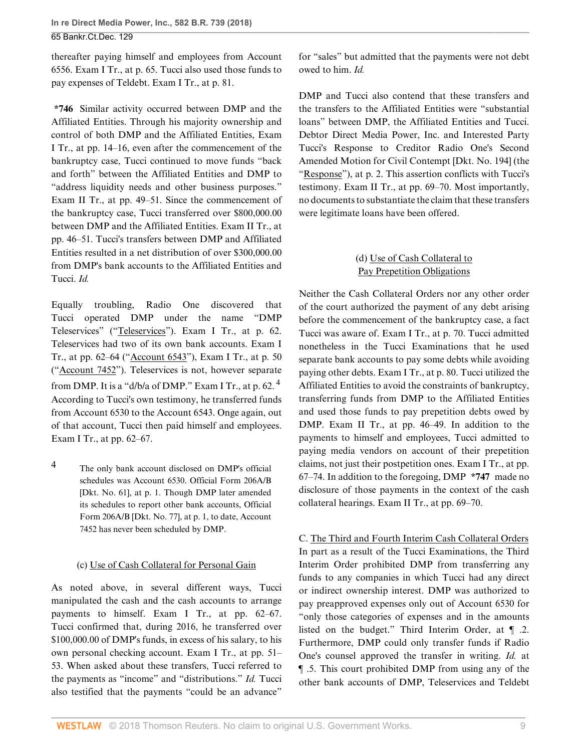thereafter paying himself and employees from Account 6556. Exam I Tr., at p. 65. Tucci also used those funds to pay expenses of Teldebt. Exam I Tr., at p. 81.

**\*746** Similar activity occurred between DMP and the Affiliated Entities. Through his majority ownership and control of both DMP and the Affiliated Entities, Exam I Tr., at pp. 14–16, even after the commencement of the bankruptcy case, Tucci continued to move funds "back and forth" between the Affiliated Entities and DMP to "address liquidity needs and other business purposes." Exam II Tr., at pp. 49–51. Since the commencement of the bankruptcy case, Tucci transferred over $800,000.00 between DMP and the Affiliated Entities. Exam II Tr., at pp. 46–51. Tucci's transfers between DMP and Affiliated Entities resulted in a net distribution of over $300,000.00 from DMP's bank accounts to the Affiliated Entities and Tucci. *Id.*

Equally troubling, Radio One discovered that Tucci operated DMP under the name "DMP Teleservices" ("Teleservices"). Exam I Tr., at p. 62. Teleservices had two of its own bank accounts. Exam I Tr., at pp. 62–64 ("Account 6543"), Exam I Tr., at p. 50 ("Account 7452"). Teleservices is not, however separate from DMP. It is a "d/b/a of DMP." Exam I Tr., at p. 62. [4] According to Tucci's own testimony, he transferred funds from Account 6530 to the Account 6543. Onge again, out of that account, Tucci then paid himself and employees. Exam I Tr., at pp. 62–67.

4 The only bank account disclosed on DMP's official schedules was Account 6530. Official Form 206A/B [Dkt. No. 61], at p. 1. Though DMP later amended its schedules to report other bank accounts, Official Form 206A/B [Dkt. No. 77], at p. 1, to date, Account 7452 has never been scheduled by DMP.

### (c) Use of Cash Collateral for Personal Gain

As noted above, in several different ways, Tucci manipulated the cash and the cash accounts to arrange payments to himself. Exam I Tr., at pp. 62–67. Tucci confirmed that, during 2016, he transferred over $100,000.00 of DMP's funds, in excess of his salary, to his own personal checking account. Exam I Tr., at pp. 51–53. When asked about these transfers, Tucci referred to the payments as "income" and "distributions." *Id.* Tucci also testified that the payments "could be an advance" for "sales" but admitted that the payments were not debt owed to him. *Id.*

DMP and Tucci also contend that these transfers and the transfers to the Affiliated Entities were "substantial loans" between DMP, the Affiliated Entities and Tucci. Debtor Direct Media Power, Inc. and Interested Party Tucci's Response to Creditor Radio One's Second Amended Motion for Civil Contempt [Dkt. No. 194] (the "Response"), at p. 2. This assertion conflicts with Tucci's testimony. Exam II Tr., at pp. 69–70. Most importantly, no documents to substantiate the claim that these transfers were legitimate loans have been offered.

### (d) Use of Cash Collateral to Pay Prepetition Obligations

Neither the Cash Collateral Orders nor any other order of the court authorized the payment of any debt arising before the commencement of the bankruptcy case, a fact Tucci was aware of. Exam I Tr., at p. 70. Tucci admitted nonetheless in the Tucci Examinations that he used separate bank accounts to pay some debts while avoiding paying other debts. Exam I Tr., at p. 80. Tucci utilized the Affiliated Entities to avoid the constraints of bankruptcy, transferring funds from DMP to the Affiliated Entities and used those funds to pay prepetition debts owed by DMP. Exam II Tr., at pp. 46–49. In addition to the payments to himself and employees, Tucci admitted to paying media vendors on account of their prepetition claims, not just their postpetition ones. Exam I Tr., at pp. 67–74. In addition to the foregoing, DMP **\*747** made no disclosure of those payments in the context of the cash collateral hearings. Exam II Tr., at pp. 69–70.

## C. The Third and Fourth Interim Cash Collateral Orders

In part as a result of the Tucci Examinations, the Third Interim Order prohibited DMP from transferring any funds to any companies in which Tucci had any direct or indirect ownership interest. DMP was authorized to pay preapproved expenses only out of Account 6530 for "only those categories of expenses and in the amounts listed on the budget." Third Interim Order, at ¶ .2. Furthermore, DMP could only transfer funds if Radio One's counsel approved the transfer in writing. *Id.* at ¶ .5. This court prohibited DMP from using any of the other bank accounts of DMP, Teleservices and Teldebt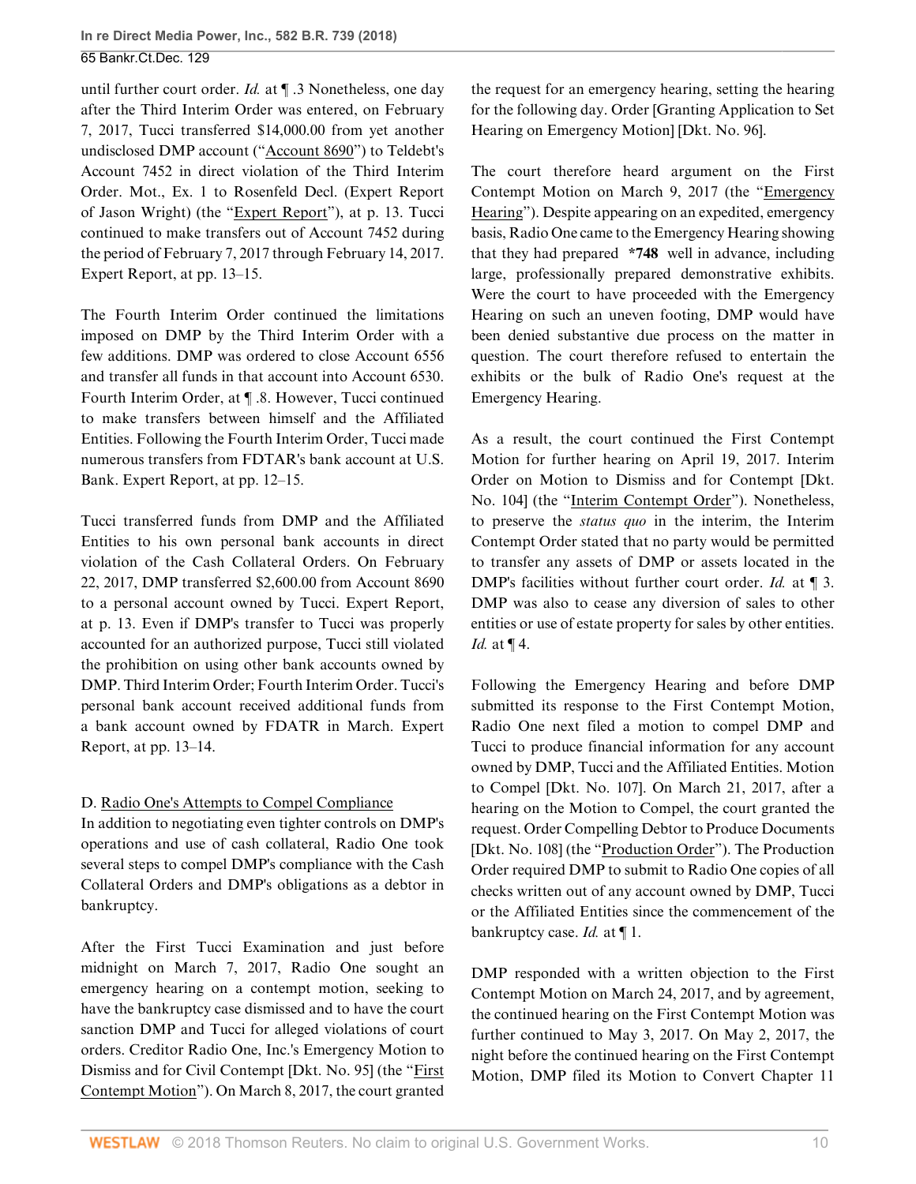until further court order. *Id.* at ¶ .3 Nonetheless, one day after the Third Interim Order was entered, on February 7, 2017, Tucci transferred $14,000.00 from yet another undisclosed DMP account ("Account 8690") to Teldebt's Account 7452 in direct violation of the Third Interim Order. Mot., Ex. 1 to Rosenfeld Decl. (Expert Report of Jason Wright) (the "Expert Report"), at p. 13. Tucci continued to make transfers out of Account 7452 during the period of February 7, 2017 through February 14, 2017. Expert Report, at pp. 13–15.

The Fourth Interim Order continued the limitations imposed on DMP by the Third Interim Order with a few additions. DMP was ordered to close Account 6556 and transfer all funds in that account into Account 6530. Fourth Interim Order, at ¶ .8. However, Tucci continued to make transfers between himself and the Affiliated Entities. Following the Fourth Interim Order, Tucci made numerous transfers from FDTAR's bank account at U.S. Bank. Expert Report, at pp. 12–15.

Tucci transferred funds from DMP and the Affiliated Entities to his own personal bank accounts in direct violation of the Cash Collateral Orders. On February 22, 2017, DMP transferred $2,600.00 from Account 8690 to a personal account owned by Tucci. Expert Report, at p. 13. Even if DMP's transfer to Tucci was properly accounted for an authorized purpose, Tucci still violated the prohibition on using other bank accounts owned by DMP. Third Interim Order; Fourth Interim Order. Tucci's personal bank account received additional funds from a bank account owned by FDATR in March. Expert Report, at pp. 13–14.

### D. Radio One's Attempts to Compel Compliance

In addition to negotiating even tighter controls on DMP's operations and use of cash collateral, Radio One took several steps to compel DMP's compliance with the Cash Collateral Orders and DMP's obligations as a debtor in bankruptcy.

After the First Tucci Examination and just before midnight on March 7, 2017, Radio One sought an emergency hearing on a contempt motion, seeking to have the bankruptcy case dismissed and to have the court sanction DMP and Tucci for alleged violations of court orders. Creditor Radio One, Inc.'s Emergency Motion to Dismiss and for Civil Contempt [Dkt. No. 95] (the "First Contempt Motion"). On March 8, 2017, the court granted the request for an emergency hearing, setting the hearing for the following day. Order [Granting Application to Set Hearing on Emergency Motion] [Dkt. No. 96].

The court therefore heard argument on the First Contempt Motion on March 9, 2017 (the "Emergency Hearing"). Despite appearing on an expedited, emergency basis, Radio One came to the Emergency Hearing showing that they had prepared **\*748** well in advance, including large, professionally prepared demonstrative exhibits. Were the court to have proceeded with the Emergency Hearing on such an uneven footing, DMP would have been denied substantive due process on the matter in question. The court therefore refused to entertain the exhibits or the bulk of Radio One's request at the Emergency Hearing.

As a result, the court continued the First Contempt Motion for further hearing on April 19, 2017. Interim Order on Motion to Dismiss and for Contempt [Dkt. No. 104] (the "Interim Contempt Order"). Nonetheless, to preserve the *status quo* in the interim, the Interim Contempt Order stated that no party would be permitted to transfer any assets of DMP or assets located in the DMP's facilities without further court order. *Id.* at ¶ 3. DMP was also to cease any diversion of sales to other entities or use of estate property for sales by other entities. *Id.* at ¶ 4.

Following the Emergency Hearing and before DMP submitted its response to the First Contempt Motion, Radio One next filed a motion to compel DMP and Tucci to produce financial information for any account owned by DMP, Tucci and the Affiliated Entities. Motion to Compel [Dkt. No. 107]. On March 21, 2017, after a hearing on the Motion to Compel, the court granted the request. Order Compelling Debtor to Produce Documents [Dkt. No. 108] (the "Production Order"). The Production Order required DMP to submit to Radio One copies of all checks written out of any account owned by DMP, Tucci or the Affiliated Entities since the commencement of the bankruptcy case. *Id.* at ¶ 1.

DMP responded with a written objection to the First Contempt Motion on March 24, 2017, and by agreement, the continued hearing on the First Contempt Motion was further continued to May 3, 2017. On May 2, 2017, the night before the continued hearing on the First Contempt Motion, DMP filed its Motion to Convert Chapter 11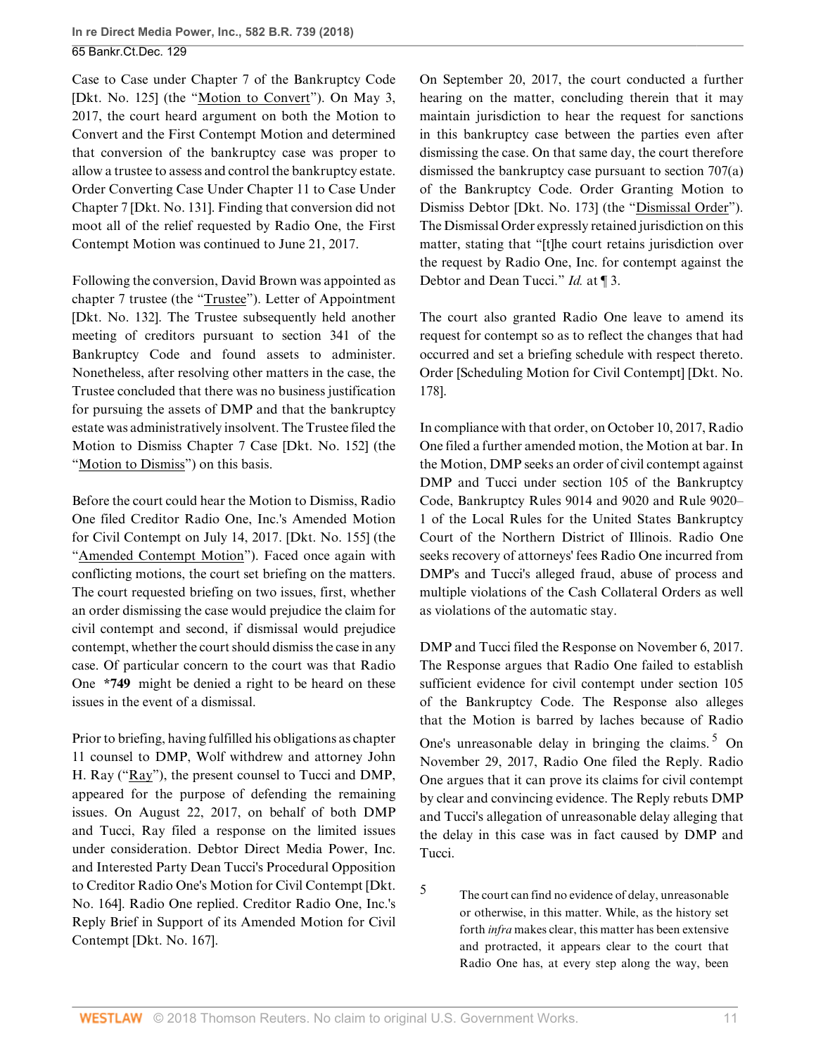Case to Case under Chapter 7 of the Bankruptcy Code [Dkt. No. 125] (the "Motion to Convert"). On May 3, 2017, the court heard argument on both the Motion to Convert and the First Contempt Motion and determined that conversion of the bankruptcy case was proper to allow a trustee to assess and control the bankruptcy estate. Order Converting Case Under Chapter 11 to Case Under Chapter 7 [Dkt. No. 131]. Finding that conversion did not moot all of the relief requested by Radio One, the First Contempt Motion was continued to June 21, 2017.

Following the conversion, David Brown was appointed as chapter 7 trustee (the "Trustee"). Letter of Appointment [Dkt. No. 132]. The Trustee subsequently held another meeting of creditors pursuant to section 341 of the Bankruptcy Code and found assets to administer. Nonetheless, after resolving other matters in the case, the Trustee concluded that there was no business justification for pursuing the assets of DMP and that the bankruptcy estate was administratively insolvent. The Trustee filed the Motion to Dismiss Chapter 7 Case [Dkt. No. 152] (the "Motion to Dismiss") on this basis.

Before the court could hear the Motion to Dismiss, Radio One filed Creditor Radio One, Inc.'s Amended Motion for Civil Contempt on July 14, 2017. [Dkt. No. 155] (the "Amended Contempt Motion"). Faced once again with conflicting motions, the court set briefing on the matters. The court requested briefing on two issues, first, whether an order dismissing the case would prejudice the claim for civil contempt and second, if dismissal would prejudice contempt, whether the court should dismiss the case in any case. Of particular concern to the court was that Radio One **\*749** might be denied a right to be heard on these issues in the event of a dismissal.

Prior to briefing, having fulfilled his obligations as chapter 11 counsel to DMP, Wolf withdrew and attorney John H. Ray ("Ray"), the present counsel to Tucci and DMP, appeared for the purpose of defending the remaining issues. On August 22, 2017, on behalf of both DMP and Tucci, Ray filed a response on the limited issues under consideration. Debtor Direct Media Power, Inc. and Interested Party Dean Tucci's Procedural Opposition to Creditor Radio One's Motion for Civil Contempt [Dkt. No. 164]. Radio One replied. Creditor Radio One, Inc.'s Reply Brief in Support of its Amended Motion for Civil Contempt [Dkt. No. 167].

On September 20, 2017, the court conducted a further hearing on the matter, concluding therein that it may maintain jurisdiction to hear the request for sanctions in this bankruptcy case between the parties even after dismissing the case. On that same day, the court therefore dismissed the bankruptcy case pursuant to section 707(a) of the Bankruptcy Code. Order Granting Motion to Dismiss Debtor [Dkt. No. 173] (the "Dismissal Order"). The Dismissal Order expressly retained jurisdiction on this matter, stating that "[t]he court retains jurisdiction over the request by Radio One, Inc. for contempt against the Debtor and Dean Tucci." *Id.* at ¶ 3.

The court also granted Radio One leave to amend its request for contempt so as to reflect the changes that had occurred and set a briefing schedule with respect thereto. Order [Scheduling Motion for Civil Contempt] [Dkt. No. 178].

In compliance with that order, on October 10, 2017, Radio One filed a further amended motion, the Motion at bar. In the Motion, DMP seeks an order of civil contempt against DMP and Tucci under section 105 of the Bankruptcy Code, Bankruptcy Rules 9014 and 9020 and Rule 9020–1 of the Local Rules for the United States Bankruptcy Court of the Northern District of Illinois. Radio One seeks recovery of attorneys' fees Radio One incurred from DMP's and Tucci's alleged fraud, abuse of process and multiple violations of the Cash Collateral Orders as well as violations of the automatic stay.

DMP and Tucci filed the Response on November 6, 2017. The Response argues that Radio One failed to establish sufficient evidence for civil contempt under section 105 of the Bankruptcy Code. The Response also alleges that the Motion is barred by laches because of Radio One's unreasonable delay in bringing the claims.[5] On November 29, 2017, Radio One filed the Reply. Radio One argues that it can prove its claims for civil contempt by clear and convincing evidence. The Reply rebuts DMP and Tucci's allegation of unreasonable delay alleging that the delay in this case was in fact caused by DMP and Tucci.

5 The court can find no evidence of delay, unreasonable or otherwise, in this matter. While, as the history set forth *infra* makes clear, this matter has been extensive and protracted, it appears clear to the court that Radio One has, at every step along the way, been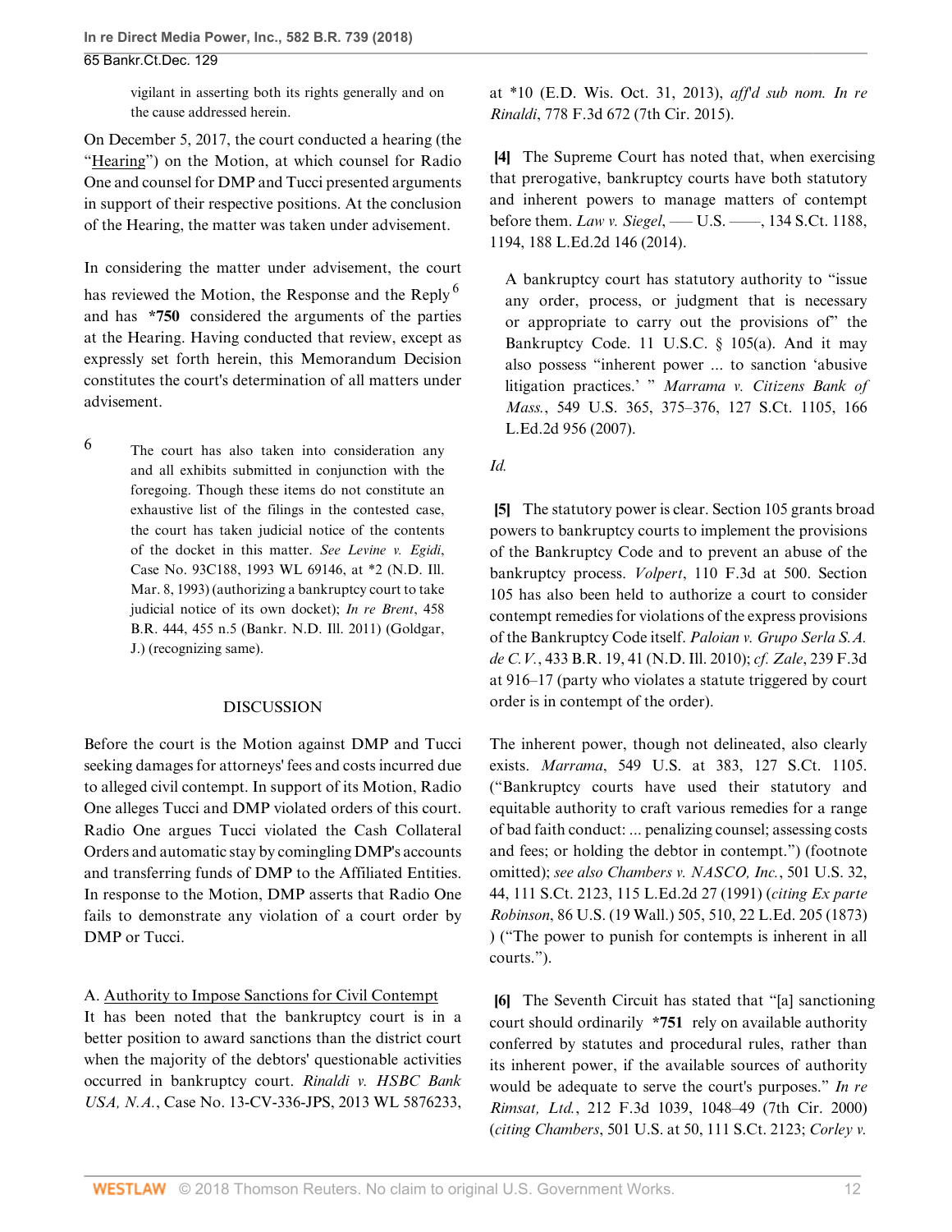vigilant in asserting both its rights generally and on the cause addressed herein.

On December 5, 2017, the court conducted a hearing (the "Hearing") on the Motion, at which counsel for Radio One and counsel for DMP and Tucci presented arguments in support of their respective positions. At the conclusion of the Hearing, the matter was taken under advisement.

In considering the matter under advisement, the court has reviewed the Motion, the Response and the Reply [6] and has **\*750** considered the arguments of the parties at the Hearing. Having conducted that review, except as expressly set forth herein, this Memorandum Decision constitutes the court's determination of all matters under advisement.

6 The court has also taken into consideration any and all exhibits submitted in conjunction with the foregoing. Though these items do not constitute an exhaustive list of the filings in the contested case, the court has taken judicial notice of the contents of the docket in this matter. *See Levine v. Egidi*, Case No. 93C188, 1993 WL 69146, at *2 (N.D. Ill. Mar. 8, 1993) (authorizing a bankruptcy court to take judicial notice of its own docket); *In re Brent*, 458 B.R. 444, 455 n.5 (Bankr. N.D. Ill. 2011) (Goldgar, J.) (recognizing same).

## DISCUSSION

Before the court is the Motion against DMP and Tucci seeking damages for attorneys' fees and costs incurred due to alleged civil contempt. In support of its Motion, Radio One alleges Tucci and DMP violated orders of this court. Radio One argues Tucci violated the Cash Collateral Orders and automatic stay by comingling DMP's accounts and transferring funds of DMP to the Affiliated Entities. In response to the Motion, DMP asserts that Radio One fails to demonstrate any violation of a court order by DMP or Tucci.

### A. Authority to Impose Sanctions for Civil Contempt

It has been noted that the bankruptcy court is in a better position to award sanctions than the district court when the majority of the debtors' questionable activities occurred in bankruptcy court. *Rinaldi v. HSBC Bank USA, N.A.*, Case No. 13-CV-336-JPS, 2013 WL 5876233, at *10 (E.D. Wis. Oct. 31, 2013), *aff'd sub nom. In re Rinaldi*, 778 F.3d 672 (7th Cir. 2015).

**[4]** The Supreme Court has noted that, when exercising that prerogative, bankruptcy courts have both statutory and inherent powers to manage matters of contempt before them. *Law v. Siegel*, ––– U.S. ––––, 134 S.Ct. 1188, 1194, 188 L.Ed.2d 146 (2014).

> A bankruptcy court has statutory authority to "issue any order, process, or judgment that is necessary or appropriate to carry out the provisions of" the Bankruptcy Code. 11 U.S.C. § 105(a). And it may also possess "inherent power ... to sanction 'abusive litigation practices.' " *Marrama v. Citizens Bank of Mass.*, 549 U.S. 365, 375–376, 127 S.Ct. 1105, 166 L.Ed.2d 956 (2007).

*Id.*

**[5]** The statutory power is clear. Section 105 grants broad powers to bankruptcy courts to implement the provisions of the Bankruptcy Code and to prevent an abuse of the bankruptcy process. *Volpert*, 110 F.3d at 500. Section 105 has also been held to authorize a court to consider contempt remedies for violations of the express provisions of the Bankruptcy Code itself. *Paloian v. Grupo Serla S.A. de C.V.*, 433 B.R. 19, 41 (N.D. Ill. 2010); *cf. Zale*, 239 F.3d at 916–17 (party who violates a statute triggered by court order is in contempt of the order).

The inherent power, though not delineated, also clearly exists. *Marrama*, 549 U.S. at 383, 127 S.Ct. 1105. ("Bankruptcy courts have used their statutory and equitable authority to craft various remedies for a range of bad faith conduct: ... penalizing counsel; assessing costs and fees; or holding the debtor in contempt.") (footnote omitted); *see also Chambers v. NASCO, Inc.*, 501 U.S. 32, 44, 111 S.Ct. 2123, 115 L.Ed.2d 27 (1991) (*citing Ex parte Robinson*, 86 U.S. (19 Wall.) 505, 510, 22 L.Ed. 205 (1873) ) ("The power to punish for contempts is inherent in all courts.").

**[6]** The Seventh Circuit has stated that "[a] sanctioning court should ordinarily **\*751** rely on available authority conferred by statutes and procedural rules, rather than its inherent power, if the available sources of authority would be adequate to serve the court's purposes." *In re Rimsat, Ltd.*, 212 F.3d 1039, 1048–49 (7th Cir. 2000) (*citing Chambers*, 501 U.S. at 50, 111 S.Ct. 2123; *Corley v.*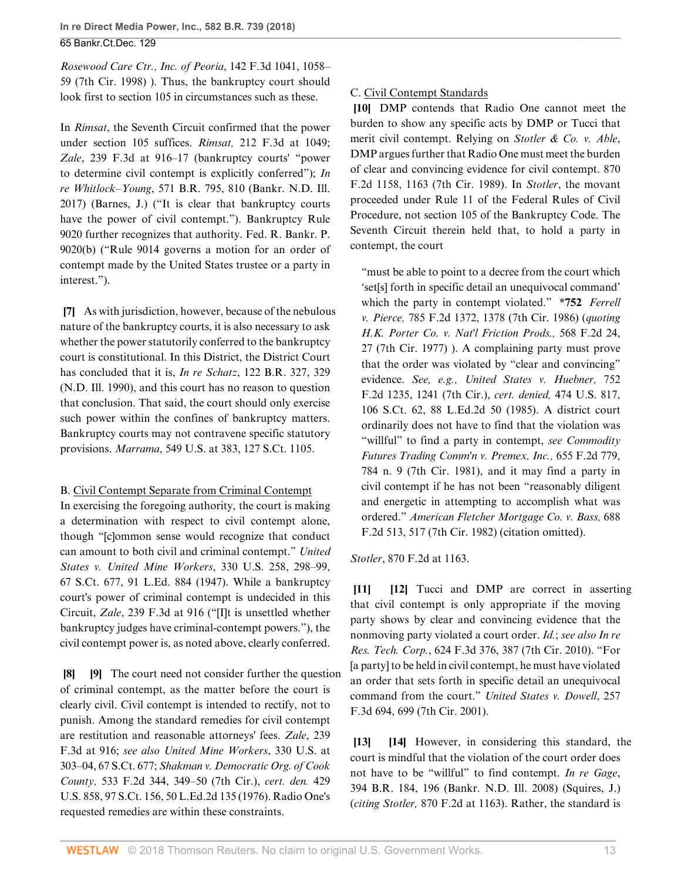*Rosewood Care Ctr., Inc. of Peoria*, 142 F.3d 1041, 1058–59 (7th Cir. 1998) ). Thus, the bankruptcy court should look first to section 105 in circumstances such as these.

In *Rimsat*, the Seventh Circuit confirmed that the power under section 105 suffices. *Rimsat,* 212 F.3d at 1049; *Zale*, 239 F.3d at 916–17 (bankruptcy courts' "power to determine civil contempt is explicitly conferred"); *In re Whitlock–Young*, 571 B.R. 795, 810 (Bankr. N.D. Ill. 2017) (Barnes, J.) ("It is clear that bankruptcy courts have the power of civil contempt."). Bankruptcy Rule 9020 further recognizes that authority. Fed. R. Bankr. P. 9020(b) ("Rule 9014 governs a motion for an order of contempt made by the United States trustee or a party in interest.").

**[7]** As with jurisdiction, however, because of the nebulous nature of the bankruptcy courts, it is also necessary to ask whether the power statutorily conferred to the bankruptcy court is constitutional. In this District, the District Court has concluded that it is, *In re Schatz*, 122 B.R. 327, 329 (N.D. Ill. 1990), and this court has no reason to question that conclusion. That said, the court should only exercise such power within the confines of bankruptcy matters. Bankruptcy courts may not contravene specific statutory provisions. *Marrama*, 549 U.S. at 383, 127 S.Ct. 1105.

B. Civil Contempt Separate from Criminal Contempt

In exercising the foregoing authority, the court is making a determination with respect to civil contempt alone, though "[c]ommon sense would recognize that conduct can amount to both civil and criminal contempt." *United States v. United Mine Workers*, 330 U.S. 258, 298–99, 67 S.Ct. 677, 91 L.Ed. 884 (1947). While a bankruptcy court's power of criminal contempt is undecided in this Circuit, *Zale*, 239 F.3d at 916 ("[I]t is unsettled whether bankruptcy judges have criminal-contempt powers."), the civil contempt power is, as noted above, clearly conferred.

**[8]** **[9]** The court need not consider further the question of criminal contempt, as the matter before the court is clearly civil. Civil contempt is intended to rectify, not to punish. Among the standard remedies for civil contempt are restitution and reasonable attorneys' fees. *Zale*, 239 F.3d at 916; *see also United Mine Workers*, 330 U.S. at 303–04, 67 S.Ct. 677; *Shakman v. Democratic Org. of Cook County,* 533 F.2d 344, 349–50 (7th Cir.), *cert. den.* 429 U.S. 858, 97 S.Ct. 156, 50 L.Ed.2d 135 (1976). Radio One's requested remedies are within these constraints.

C. Civil Contempt Standards

**[10]** DMP contends that Radio One cannot meet the burden to show any specific acts by DMP or Tucci that merit civil contempt. Relying on *Stotler & Co. v. Able*, DMP argues further that Radio One must meet the burden of clear and convincing evidence for civil contempt. 870 F.2d 1158, 1163 (7th Cir. 1989). In *Stotler*, the movant proceeded under Rule 11 of the Federal Rules of Civil Procedure, not section 105 of the Bankruptcy Code. The Seventh Circuit therein held that, to hold a party in contempt, the court

> "must be able to point to a decree from the court which 'set[s] forth in specific detail an unequivocal command' which the party in contempt violated." **\*752** *Ferrell v. Pierce,* 785 F.2d 1372, 1378 (7th Cir. 1986) (*quoting H.K. Porter Co. v. Nat'l Friction Prods.,* 568 F.2d 24, 27 (7th Cir. 1977) ). A complaining party must prove that the order was violated by "clear and convincing" evidence. *See, e.g., United States v. Huebner,* 752 F.2d 1235, 1241 (7th Cir.), *cert. denied,* 474 U.S. 817, 106 S.Ct. 62, 88 L.Ed.2d 50 (1985). A district court ordinarily does not have to find that the violation was "willful" to find a party in contempt, *see Commodity Futures Trading Comm'n v. Premex, Inc.,* 655 F.2d 779, 784 n. 9 (7th Cir. 1981), and it may find a party in civil contempt if he has not been "reasonably diligent and energetic in attempting to accomplish what was ordered." *American Fletcher Mortgage Co. v. Bass,* 688 F.2d 513, 517 (7th Cir. 1982) (citation omitted).

*Stotler*, 870 F.2d at 1163.

**[11]** **[12]** Tucci and DMP are correct in asserting that civil contempt is only appropriate if the moving party shows by clear and convincing evidence that the nonmoving party violated a court order. *Id.*; *see also In re Res. Tech. Corp.*, 624 F.3d 376, 387 (7th Cir. 2010). "For [a party] to be held in civil contempt, he must have violated an order that sets forth in specific detail an unequivocal command from the court." *United States v. Dowell*, 257 F.3d 694, 699 (7th Cir. 2001).

**[13]** **[14]** However, in considering this standard, the court is mindful that the violation of the court order does not have to be "willful" to find contempt. *In re Gage*, 394 B.R. 184, 196 (Bankr. N.D. Ill. 2008) (Squires, J.) (*citing Stotler,* 870 F.2d at 1163). Rather, the standard is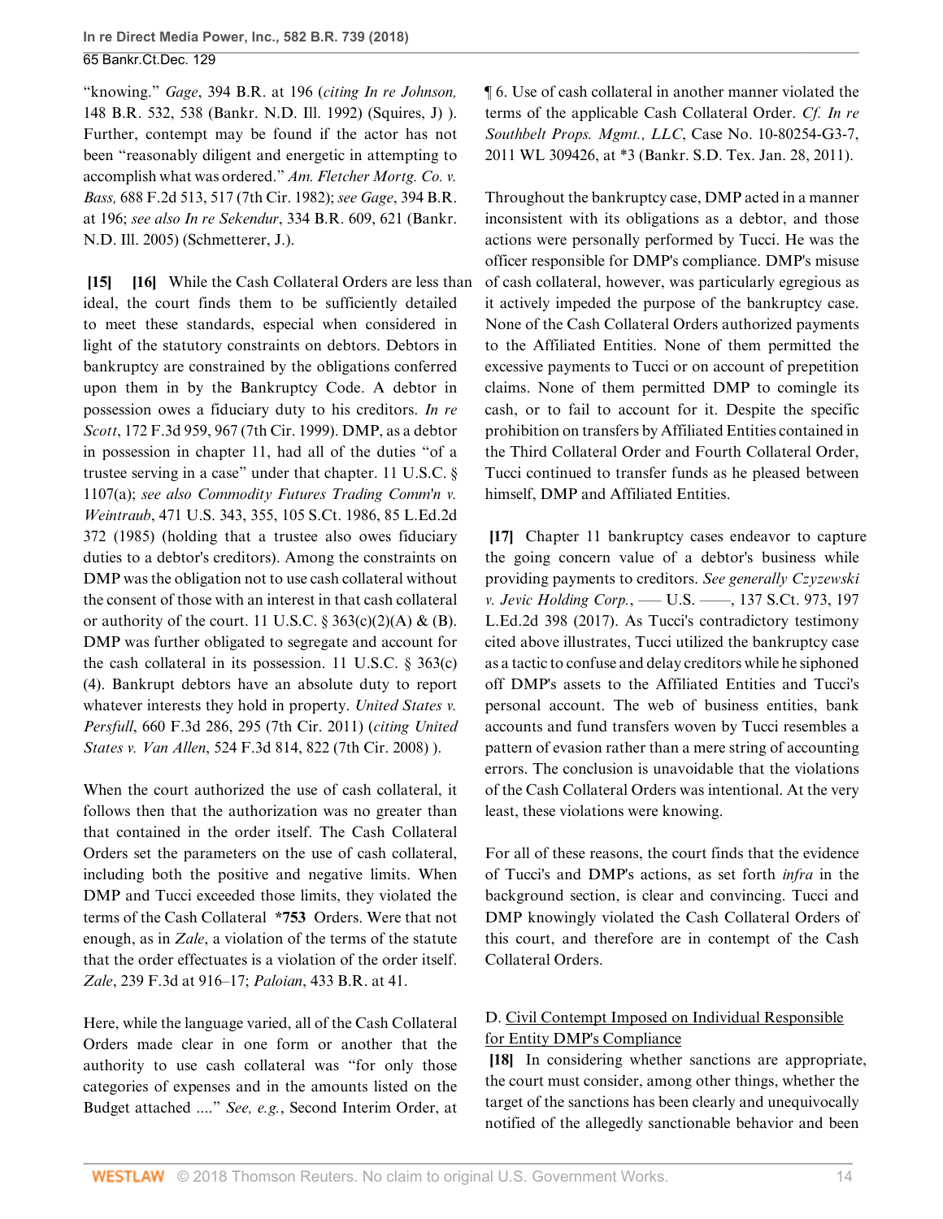"knowing." *Gage*, 394 B.R. at 196 (*citing In re Johnson,* 148 B.R. 532, 538 (Bankr. N.D. Ill. 1992) (Squires, J) ). Further, contempt may be found if the actor has not been "reasonably diligent and energetic in attempting to accomplish what was ordered." *Am. Fletcher Mortg. Co. v. Bass,* 688 F.2d 513, 517 (7th Cir. 1982); *see Gage*, 394 B.R. at 196; *see also In re Sekendur*, 334 B.R. 609, 621 (Bankr. N.D. Ill. 2005) (Schmetterer, J.).

**[15]** **[16]** While the Cash Collateral Orders are less than ideal, the court finds them to be sufficiently detailed to meet these standards, especial when considered in light of the statutory constraints on debtors. Debtors in bankruptcy are constrained by the obligations conferred upon them in by the Bankruptcy Code. A debtor in possession owes a fiduciary duty to his creditors. *In re Scott*, 172 F.3d 959, 967 (7th Cir. 1999). DMP, as a debtor in possession in chapter 11, had all of the duties "of a trustee serving in a case" under that chapter. 11 U.S.C. § 1107(a); *see also Commodity Futures Trading Comm'n v. Weintraub*, 471 U.S. 343, 355, 105 S.Ct. 1986, 85 L.Ed.2d 372 (1985) (holding that a trustee also owes fiduciary duties to a debtor's creditors). Among the constraints on DMP was the obligation not to use cash collateral without the consent of those with an interest in that cash collateral or authority of the court. 11 U.S.C. § 363(c)(2)(A) & (B). DMP was further obligated to segregate and account for the cash collateral in its possession. 11 U.S.C. § 363(c)(4). Bankrupt debtors have an absolute duty to report whatever interests they hold in property. *United States v. Persfull*, 660 F.3d 286, 295 (7th Cir. 2011) (*citing United States v. Van Allen*, 524 F.3d 814, 822 (7th Cir. 2008) ).

When the court authorized the use of cash collateral, it follows then that the authorization was no greater than that contained in the order itself. The Cash Collateral Orders set the parameters on the use of cash collateral, including both the positive and negative limits. When DMP and Tucci exceeded those limits, they violated the terms of the Cash Collateral *753 Orders. Were that not enough, as in *Zale*, a violation of the terms of the statute that the order effectuates is a violation of the order itself. *Zale*, 239 F.3d at 916–17; *Paloian*, 433 B.R. at 41.

Here, while the language varied, all of the Cash Collateral Orders made clear in one form or another that the authority to use cash collateral was "for only those categories of expenses and in the amounts listed on the Budget attached ...." *See, e.g.*, Second Interim Order, at ¶ 6. Use of cash collateral in another manner violated the terms of the applicable Cash Collateral Order. *Cf. In re Southbelt Props. Mgmt., LLC*, Case No. 10-80254-G3-7, 2011 WL 309426, at *3 (Bankr. S.D. Tex. Jan. 28, 2011).

Throughout the bankruptcy case, DMP acted in a manner inconsistent with its obligations as a debtor, and those actions were personally performed by Tucci. He was the officer responsible for DMP's compliance. DMP's misuse of cash collateral, however, was particularly egregious as it actively impeded the purpose of the bankruptcy case. None of the Cash Collateral Orders authorized payments to the Affiliated Entities. None of them permitted the excessive payments to Tucci or on account of prepetition claims. None of them permitted DMP to comingle its cash, or to fail to account for it. Despite the specific prohibition on transfers by Affiliated Entities contained in the Third Collateral Order and Fourth Collateral Order, Tucci continued to transfer funds as he pleased between himself, DMP and Affiliated Entities.

**[17]** Chapter 11 bankruptcy cases endeavor to capture the going concern value of a debtor's business while providing payments to creditors. *See generally Czyzewski v. Jevic Holding Corp.*, ––– U.S. ––––, 137 S.Ct. 973, 197 L.Ed.2d 398 (2017). As Tucci's contradictory testimony cited above illustrates, Tucci utilized the bankruptcy case as a tactic to confuse and delay creditors while he siphoned off DMP's assets to the Affiliated Entities and Tucci's personal account. The web of business entities, bank accounts and fund transfers woven by Tucci resembles a pattern of evasion rather than a mere string of accounting errors. The conclusion is unavoidable that the violations of the Cash Collateral Orders was intentional. At the very least, these violations were knowing.

For all of these reasons, the court finds that the evidence of Tucci's and DMP's actions, as set forth *infra* in the background section, is clear and convincing. Tucci and DMP knowingly violated the Cash Collateral Orders of this court, and therefore are in contempt of the Cash Collateral Orders.

### D. Civil Contempt Imposed on Individual Responsible for Entity DMP's Compliance

**[18]** In considering whether sanctions are appropriate, the court must consider, among other things, whether the target of the sanctions has been clearly and unequivocally notified of the allegedly sanctionable behavior and been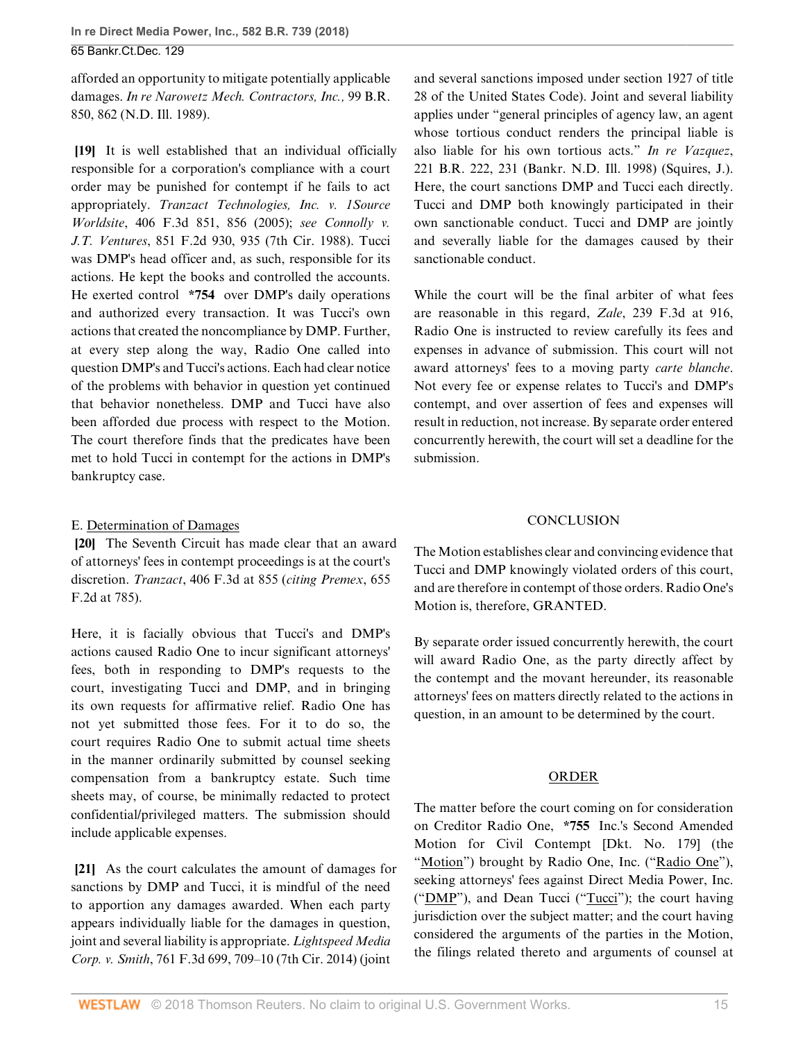afforded an opportunity to mitigate potentially applicable damages. *In re Narowetz Mech. Contractors, Inc.,* 99 B.R. 850, 862 (N.D. Ill. 1989).

**[19]** It is well established that an individual officially responsible for a corporation's compliance with a court order may be punished for contempt if he fails to act appropriately. *Tranzact Technologies, Inc. v. 1Source Worldsite*, 406 F.3d 851, 856 (2005); *see Connolly v. J.T. Ventures*, 851 F.2d 930, 935 (7th Cir. 1988). Tucci was DMP's head officer and, as such, responsible for its actions. He kept the books and controlled the accounts. He exerted control **\*754** over DMP's daily operations and authorized every transaction. It was Tucci's own actions that created the noncompliance by DMP. Further, at every step along the way, Radio One called into question DMP's and Tucci's actions. Each had clear notice of the problems with behavior in question yet continued that behavior nonetheless. DMP and Tucci have also been afforded due process with respect to the Motion. The court therefore finds that the predicates have been met to hold Tucci in contempt for the actions in DMP's bankruptcy case.

E. Determination of Damages

**[20]** The Seventh Circuit has made clear that an award of attorneys' fees in contempt proceedings is at the court's discretion. *Tranzact*, 406 F.3d at 855 (*citing Premex*, 655 F.2d at 785).

Here, it is facially obvious that Tucci's and DMP's actions caused Radio One to incur significant attorneys' fees, both in responding to DMP's requests to the court, investigating Tucci and DMP, and in bringing its own requests for affirmative relief. Radio One has not yet submitted those fees. For it to do so, the court requires Radio One to submit actual time sheets in the manner ordinarily submitted by counsel seeking compensation from a bankruptcy estate. Such time sheets may, of course, be minimally redacted to protect confidential/privileged matters. The submission should include applicable expenses.

**[21]** As the court calculates the amount of damages for sanctions by DMP and Tucci, it is mindful of the need to apportion any damages awarded. When each party appears individually liable for the damages in question, joint and several liability is appropriate. *Lightspeed Media Corp. v. Smith*, 761 F.3d 699, 709–10 (7th Cir. 2014) (joint and several sanctions imposed under section 1927 of title 28 of the United States Code). Joint and several liability applies under "general principles of agency law, an agent whose tortious conduct renders the principal liable is also liable for his own tortious acts." *In re Vazquez*, 221 B.R. 222, 231 (Bankr. N.D. Ill. 1998) (Squires, J.). Here, the court sanctions DMP and Tucci each directly. Tucci and DMP both knowingly participated in their own sanctionable conduct. Tucci and DMP are jointly and severally liable for the damages caused by their sanctionable conduct.

While the court will be the final arbiter of what fees are reasonable in this regard, *Zale*, 239 F.3d at 916, Radio One is instructed to review carefully its fees and expenses in advance of submission. This court will not award attorneys' fees to a moving party *carte blanche*. Not every fee or expense relates to Tucci's and DMP's contempt, and over assertion of fees and expenses will result in reduction, not increase. By separate order entered concurrently herewith, the court will set a deadline for the submission.

## CONCLUSION

The Motion establishes clear and convincing evidence that Tucci and DMP knowingly violated orders of this court, and are therefore in contempt of those orders. Radio One's Motion is, therefore, GRANTED.

By separate order issued concurrently herewith, the court will award Radio One, as the party directly affect by the contempt and the movant hereunder, its reasonable attorneys' fees on matters directly related to the actions in question, in an amount to be determined by the court.

## ORDER

The matter before the court coming on for consideration on Creditor Radio One, **\*755** Inc.'s Second Amended Motion for Civil Contempt [Dkt. No. 179] (the "Motion") brought by Radio One, Inc. ("Radio One"), seeking attorneys' fees against Direct Media Power, Inc. ("DMP"), and Dean Tucci ("Tucci"); the court having jurisdiction over the subject matter; and the court having considered the arguments of the parties in the Motion, the filings related thereto and arguments of counsel at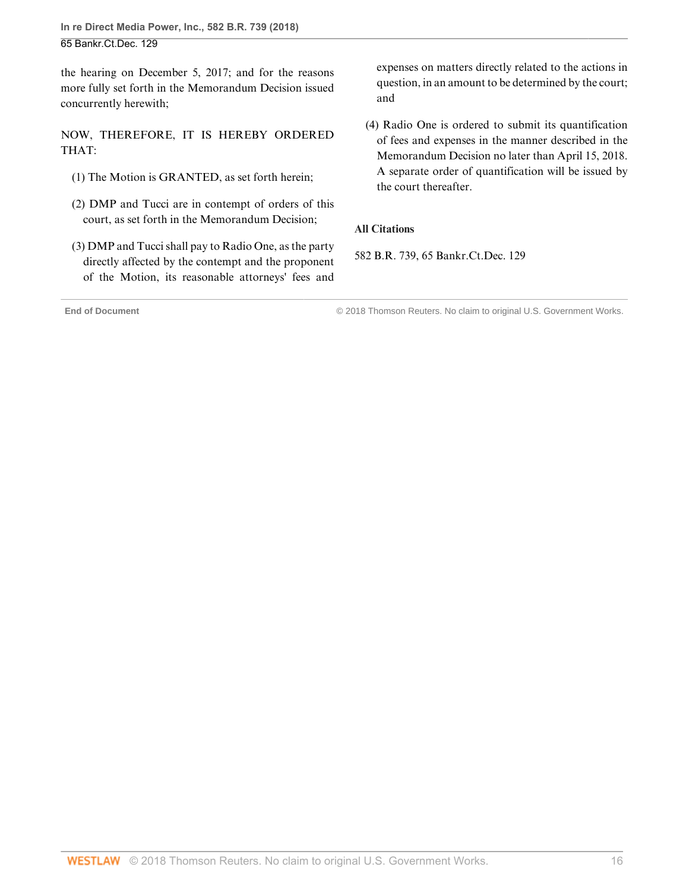the hearing on December 5, 2017; and for the reasons more fully set forth in the Memorandum Decision issued concurrently herewith;

NOW, THEREFORE, IT IS HEREBY ORDERED THAT:

(1) The Motion is GRANTED, as set forth herein;

(2) DMP and Tucci are in contempt of orders of this court, as set forth in the Memorandum Decision;

(3) DMP and Tucci shall pay to Radio One, as the party directly affected by the contempt and the proponent of the Motion, its reasonable attorneys' fees and expenses on matters directly related to the actions in question, in an amount to be determined by the court; and

(4) Radio One is ordered to submit its quantification of fees and expenses in the manner described in the Memorandum Decision no later than April 15, 2018. A separate order of quantification will be issued by the court thereafter.

**All Citations**

582 B.R. 739, 65 Bankr.Ct.Dec. 129

**End of Document** © 2018 Thomson Reuters. No claim to original U.S. Government Works.